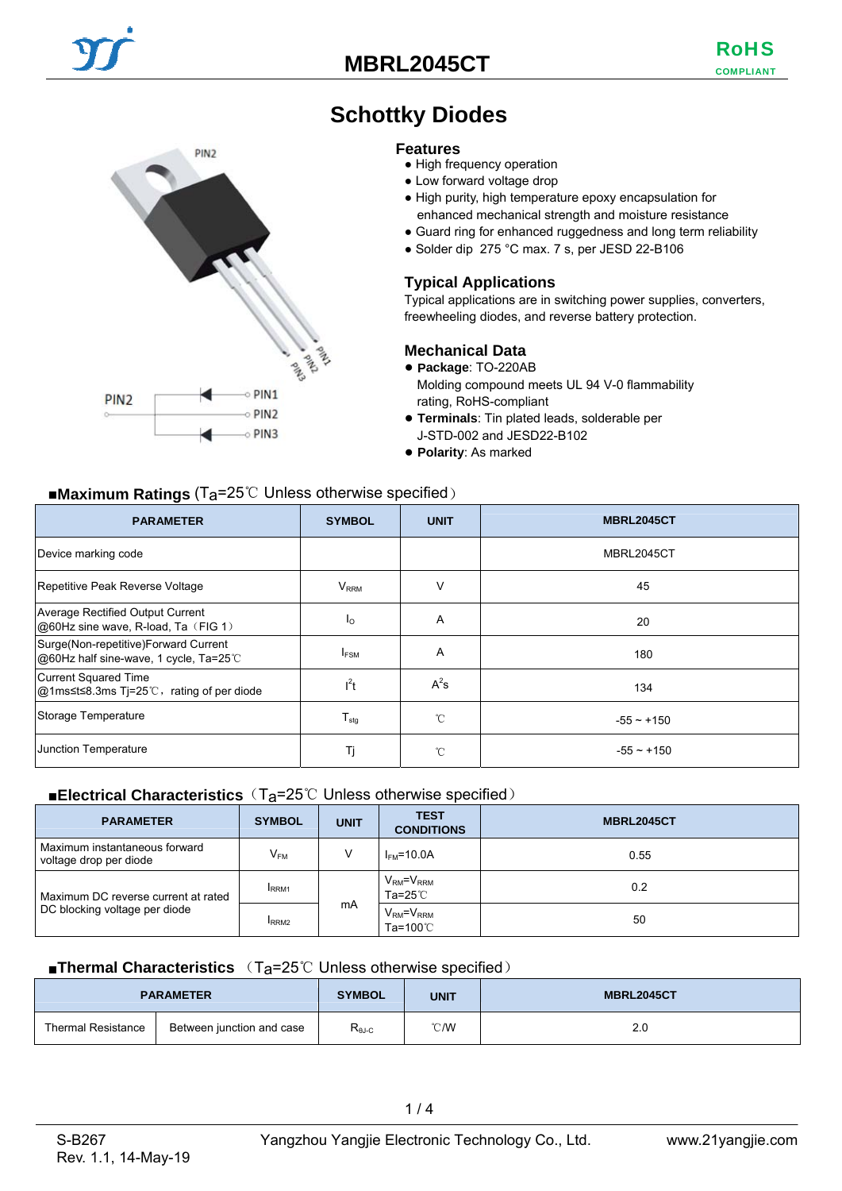# MBRL2045CT

RoHS COMPLIANT

# Schottky Diodes

PIN2

PIN1 PIN2 PIN3

PIN2 — PIN1, PIN2, PIN3

## Features

- High frequency operation
- Low forward voltage drop
- High purity, high temperature epoxy encapsulation for enhanced mechanical strength and moisture resistance
- Guard ring for enhanced ruggedness and long term reliability
- Solder dip 275 °C max. 7 s, per JESD 22-B106

## Typical Applications

Typical applications are in switching power supplies, converters, freewheeling diodes, and reverse battery protection.

## Mechanical Data

- **Package**: TO-220AB
  Molding compound meets UL 94 V-0 flammability rating, RoHS-compliant
- **Terminals**: Tin plated leads, solderable per J-STD-002 and JESD22-B102
- **Polarity**: As marked

### ■Maximum Ratings (Ta=25℃ Unless otherwise specified)

| PARAMETER | SYMBOL | UNIT | MBRL2045CT |
|---|---|---|---|
| Device marking code | | | MBRL2045CT |
| Repetitive Peak Reverse Voltage | $V_{RRM}$ | V | 45 |
| Average Rectified Output Current @60Hz sine wave, R-load, Ta（FIG 1） | $I_O$ | A | 20 |
| Surge(Non-repetitive)Forward Current @60Hz half sine-wave, 1 cycle, Ta=25℃ | $I_{FSM}$ | A | 180 |
| Current Squared Time @1ms≤t≤8.3ms Tj=25℃，rating of per diode | $I^2t$ | $A^2s$ | 134 |
| Storage Temperature | $T_{stg}$ | ℃ | -55 ~ +150 |
| Junction Temperature | Tj | ℃ | -55 ~ +150 |

### ■Electrical Characteristics（Ta=25℃ Unless otherwise specified）

| PARAMETER | SYMBOL | UNIT | TEST CONDITIONS | MBRL2045CT |
|---|---|---|---|---|
| Maximum instantaneous forward voltage drop per diode | $V_{FM}$ | V | $I_{FM}$=10.0A | 0.55 |
| Maximum DC reverse current at rated DC blocking voltage per diode | $I_{RRM1}$ | mA | $V_{RM}$=$V_{RRM}$ Ta=25℃ | 0.2 |
| | $I_{RRM2}$ | | $V_{RM}$=$V_{RRM}$ Ta=100℃ | 50 |

### ■Thermal Characteristics （Ta=25℃ Unless otherwise specified）

| PARAMETER | | SYMBOL | UNIT | MBRL2045CT |
|---|---|---|---|---|
| Thermal Resistance | Between junction and case | $R_{\theta J\text{-}C}$ | ℃/W | 2.0 |

S-B267
Rev. 1.1, 14-May-19

Yangzhou Yangjie Electronic Technology Co., Ltd.

www.21yangjie.com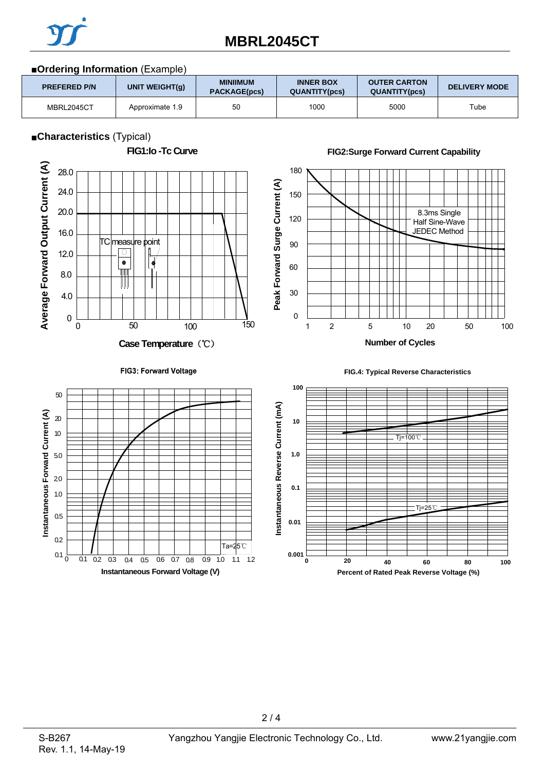## ■Ordering Information (Example)

| PREFERED P/N | UNIT WEIGHT(g) | MINIIMUM PACKAGE(pcs) | INNER BOX QUANTITY(pcs) | OUTER CARTON QUANTITY(pcs) | DELIVERY MODE |
|---|---|---|---|---|---|
| MBRL2045CT | Approximate 1.9 | 50 | 1000 | 5000 | Tube |

## ■Characteristics (Typical)

FIG1:Io -Tc Curve

FIG2:Surge Forward Current Capability

FIG3: Forward Voltage

FIG.4: Typical Reverse Characteristics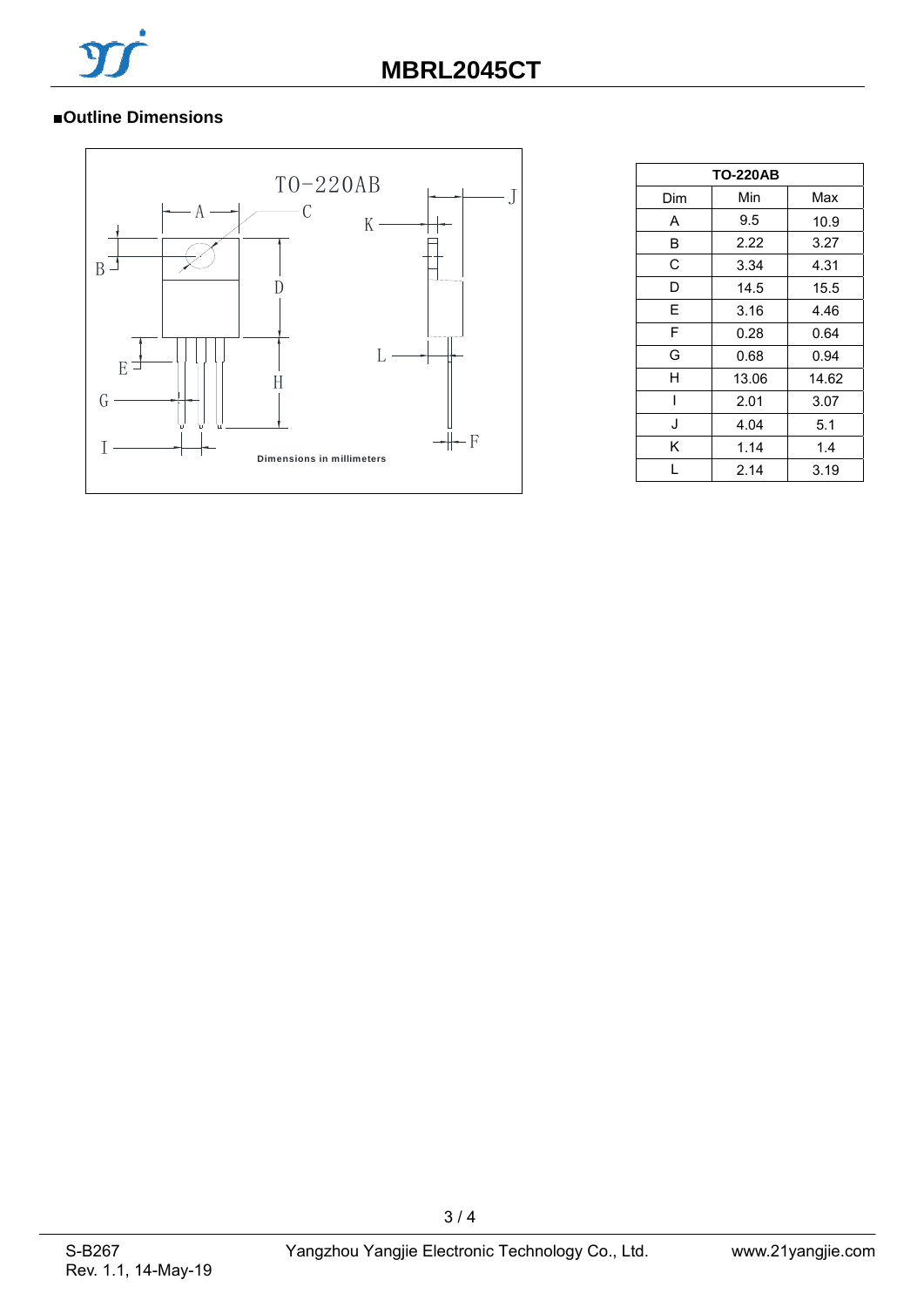## ■Outline Dimensions

| TO-220AB | | |
|---|---|---|
| Dim | Min | Max |
| A | 9.5 | 10.9 |
| B | 2.22 | 3.27 |
| C | 3.34 | 4.31 |
| D | 14.5 | 15.5 |
| E | 3.16 | 4.46 |
| F | 0.28 | 0.64 |
| G | 0.68 | 0.94 |
| H | 13.06 | 14.62 |
| I | 2.01 | 3.07 |
| J | 4.04 | 5.1 |
| K | 1.14 | 1.4 |
| L | 2.14 | 3.19 |

Dimensions in millimeters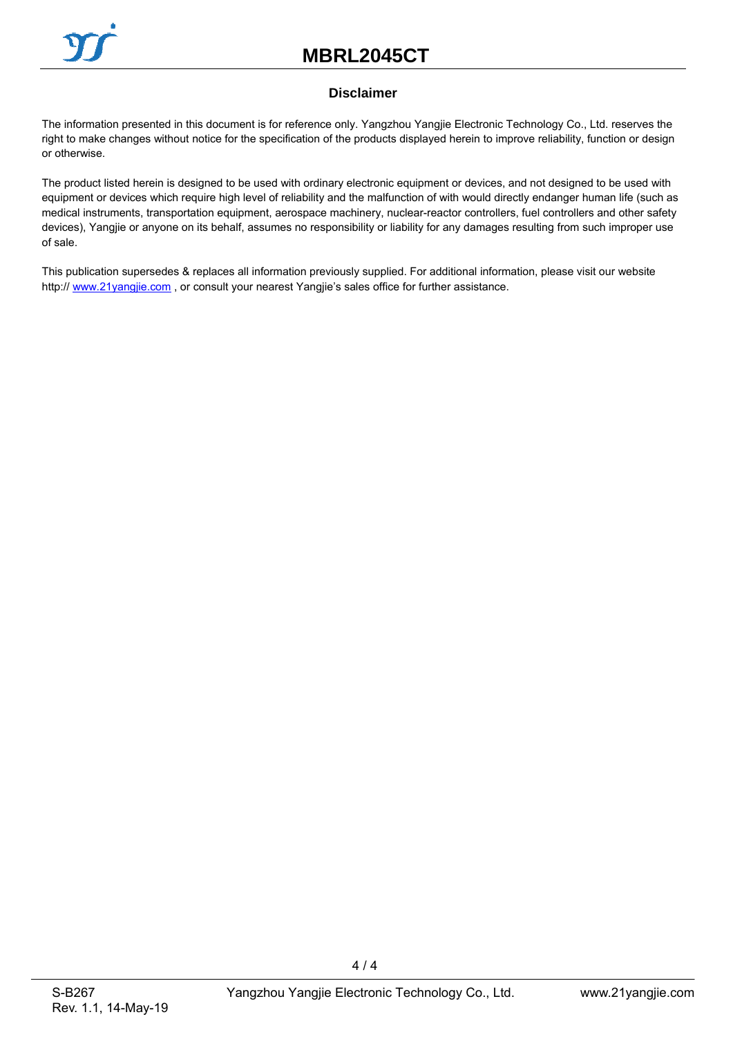## Disclaimer

The information presented in this document is for reference only. Yangzhou Yangjie Electronic Technology Co., Ltd. reserves the right to make changes without notice for the specification of the products displayed herein to improve reliability, function or design or otherwise.

The product listed herein is designed to be used with ordinary electronic equipment or devices, and not designed to be used with equipment or devices which require high level of reliability and the malfunction of with would directly endanger human life (such as medical instruments, transportation equipment, aerospace machinery, nuclear-reactor controllers, fuel controllers and other safety devices), Yangjie or anyone on its behalf, assumes no responsibility or liability for any damages resulting from such improper use of sale.

This publication supersedes & replaces all information previously supplied. For additional information, please visit our website http:// www.21yangjie.com , or consult your nearest Yangjie's sales office for further assistance.